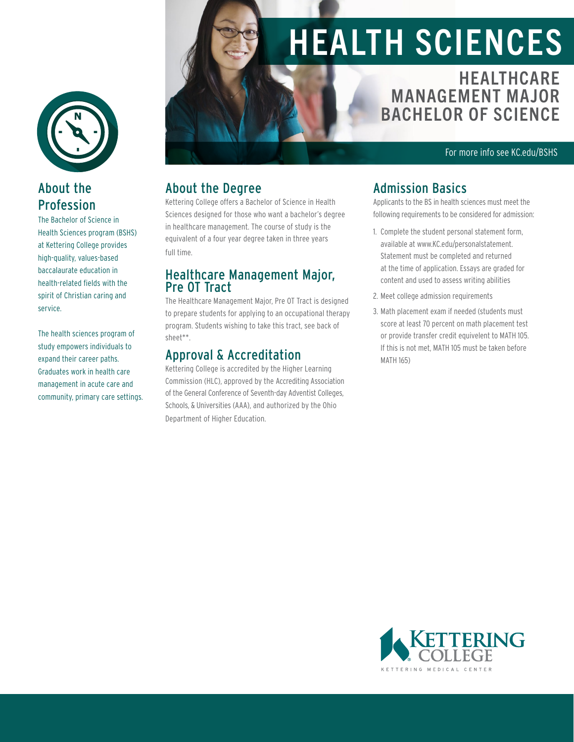# HEALTH SCIENCES

## HEALTHCARE MANAGEMENT MAJOR BACHELOR OF SCIENCE

For more info see KC.edu/BSHS

## About the Profession

The Bachelor of Science in Health Sciences program (BSHS) at Kettering College provides high-quality, values-based baccalaurate education in health-related fields with the spirit of Christian caring and service.

The health sciences program of study empowers individuals to expand their career paths. Graduates work in health care management in acute care and community, primary care settings.

## About the Degree

Kettering College offers a Bachelor of Science in Health Sciences designed for those who want a bachelor's degree in healthcare management. The course of study is the equivalent of a four year degree taken in three years full time.

## Healthcare Management Major, Pre OT Tract

The Healthcare Management Major, Pre OT Tract is designed to prepare students for applying to an occupational therapy program. Students wishing to take this tract, see back of sheet**.

## Approval & Accreditation

Kettering College is accredited by the Higher Learning Commission (HLC), approved by the Accrediting Association of the General Conference of Seventh-day Adventist Colleges, Schools, & Universities (AAA), and authorized by the Ohio Department of Higher Education.

## Admission Basics

Applicants to the BS in health sciences must meet the following requirements to be considered for admission:

1. Complete the student personal statement form, available at www.KC.edu/personalstatement. Statement must be completed and returned at the time of application. Essays are graded for content and used to assess writing abilities
2. Meet college admission requirements
3. Math placement exam if needed (students must score at least 70 percent on math placement test or provide transfer credit equivelent to MATH 105. If this is not met, MATH 105 must be taken before MATH 165)

KETTERING COLLEGE
KETTERING MEDICAL CENTER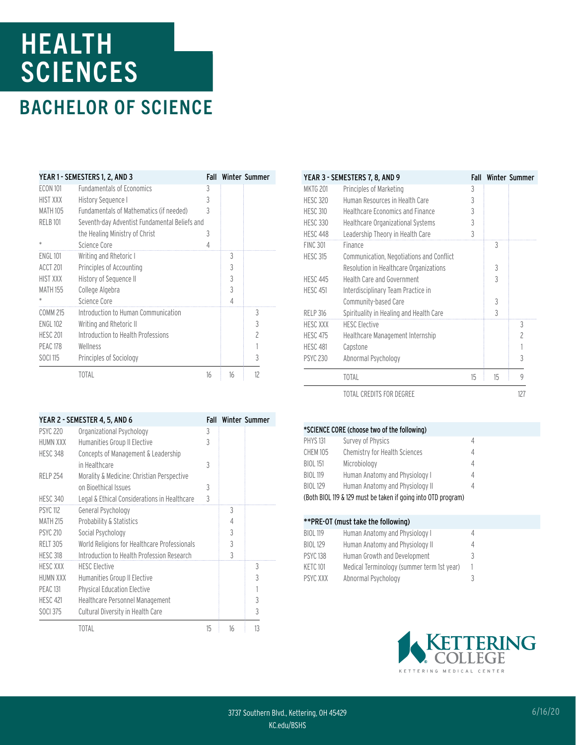# HEALTH SCIENCES

## BACHELOR OF SCIENCE

| YEAR 1 - SEMESTERS 1, 2, AND 3 | | Fall | Winter | Summer |
|---|---|---|---|---|
| ECON 101 | Fundamentals of Economics | 3 | | |
| HIST XXX | History Sequence I | 3 | | |
| MATH 105 | Fundamentals of Mathematics (if needed) | 3 | | |
| RELB 101 | Seventh-day Adventist Fundamental Beliefs and the Healing Ministry of Christ | 3 | | |
| * | Science Core | 4 | | |
| ENGL 101 | Writing and Rhetoric I | | 3 | |
| ACCT 201 | Principles of Accounting | | 3 | |
| HIST XXX | History of Sequence II | | 3 | |
| MATH 155 | College Algebra | | 3 | |
| * | Science Core | | 4 | |
| COMM 215 | Introduction to Human Communication | | | 3 |
| ENGL 102 | Writing and Rhetoric II | | | 3 |
| HESC 201 | Introduction to Health Professions | | | 2 |
| PEAC 178 | Wellness | | | 1 |
| SOCI 115 | Principles of Sociology | | | 3 |
| | TOTAL | 16 | 16 | 12 |

| YEAR 2 - SEMESTER 4, 5, AND 6 | | Fall | Winter | Summer |
|---|---|---|---|---|
| PSYC 220 | Organizational Psychology | 3 | | |
| HUMN XXX | Humanities Group II Elective | 3 | | |
| HESC 348 | Concepts of Management & Leadership in Healthcare | 3 | | |
| RELP 254 | Morality & Medicine: Christian Perspective on Bioethical Issues | 3 | | |
| HESC 340 | Legal & Ethical Considerations in Healthcare | 3 | | |
| PSYC 112 | General Psychology | | 3 | |
| MATH 215 | Probability & Statistics | | 4 | |
| PSYC 210 | Social Psychology | | 3 | |
| RELT 305 | World Religions for Healthcare Professionals | | 3 | |
| HESC 318 | Introduction to Health Profession Research | | 3 | |
| HESC XXX | HESC Elective | | | 3 |
| HUMN XXX | Humanities Group II Elective | | | 3 |
| PEAC 131 | Physical Education Elective | | | 1 |
| HESC 421 | Healthcare Personnel Management | | | 3 |
| SOCI 375 | Cultural Diversity in Health Care | | | 3 |
| | TOTAL | 15 | 16 | 13 |

| YEAR 3 - SEMESTERS 7, 8, AND 9 | | Fall | Winter | Summer |
|---|---|---|---|---|
| MKTG 201 | Principles of Marketing | 3 | | |
| HESC 320 | Human Resources in Health Care | 3 | | |
| HESC 310 | Healthcare Economics and Finance | 3 | | |
| HESC 330 | Healthcare Organizational Systems | 3 | | |
| HESC 448 | Leadership Theory in Health Care | 3 | | |
| FINC 301 | Finance | | 3 | |
| HESC 315 | Communication, Negotiations and Conflict Resolution in Healthcare Organizations | | 3 | |
| HESC 445 | Health Care and Government | | 3 | |
| HESC 451 | Interdisciplinary Team Practice in Community-based Care | | 3 | |
| RELP 316 | Spirituality in Healing and Health Care | | 3 | |
| HESC XXX | HESC Elective | | | 3 |
| HESC 475 | Healthcare Management Internship | | | 2 |
| HESC 481 | Capstone | | | 1 |
| PSYC 230 | Abnormal Psychology | | | 3 |
| | TOTAL | 15 | 15 | 9 |
| | TOTAL CREDITS FOR DEGREE | | | 127 |

| *SCIENCE CORE (choose two of the following) | | |
|---|---|---|
| PHYS 131 | Survey of Physics | 4 |
| CHEM 105 | Chemistry for Health Sciences | 4 |
| BIOL 151 | Microbiology | 4 |
| BIOL 119 | Human Anatomy and Physiology I | 4 |
| BIOL 129 | Human Anatomy and Physiology II | 4 |

(Both BIOL 119 & 129 must be taken if going into OTD program)

| **PRE-OT (must take the following) | | |
|---|---|---|
| BIOL 119 | Human Anatomy and Physiology I | 4 |
| BIOL 129 | Human Anatomy and Physiology II | 4 |
| PSYC 138 | Human Growth and Development | 3 |
| KETC 101 | Medical Terminology (summer term 1st year) | 1 |
| PSYC XXX | Abnormal Psychology | 3 |

KETTERING COLLEGE

KETTERING MEDICAL CENTER

3737 Southern Blvd., Kettering, OH 45429

KC.edu/BSHS

6/16/20